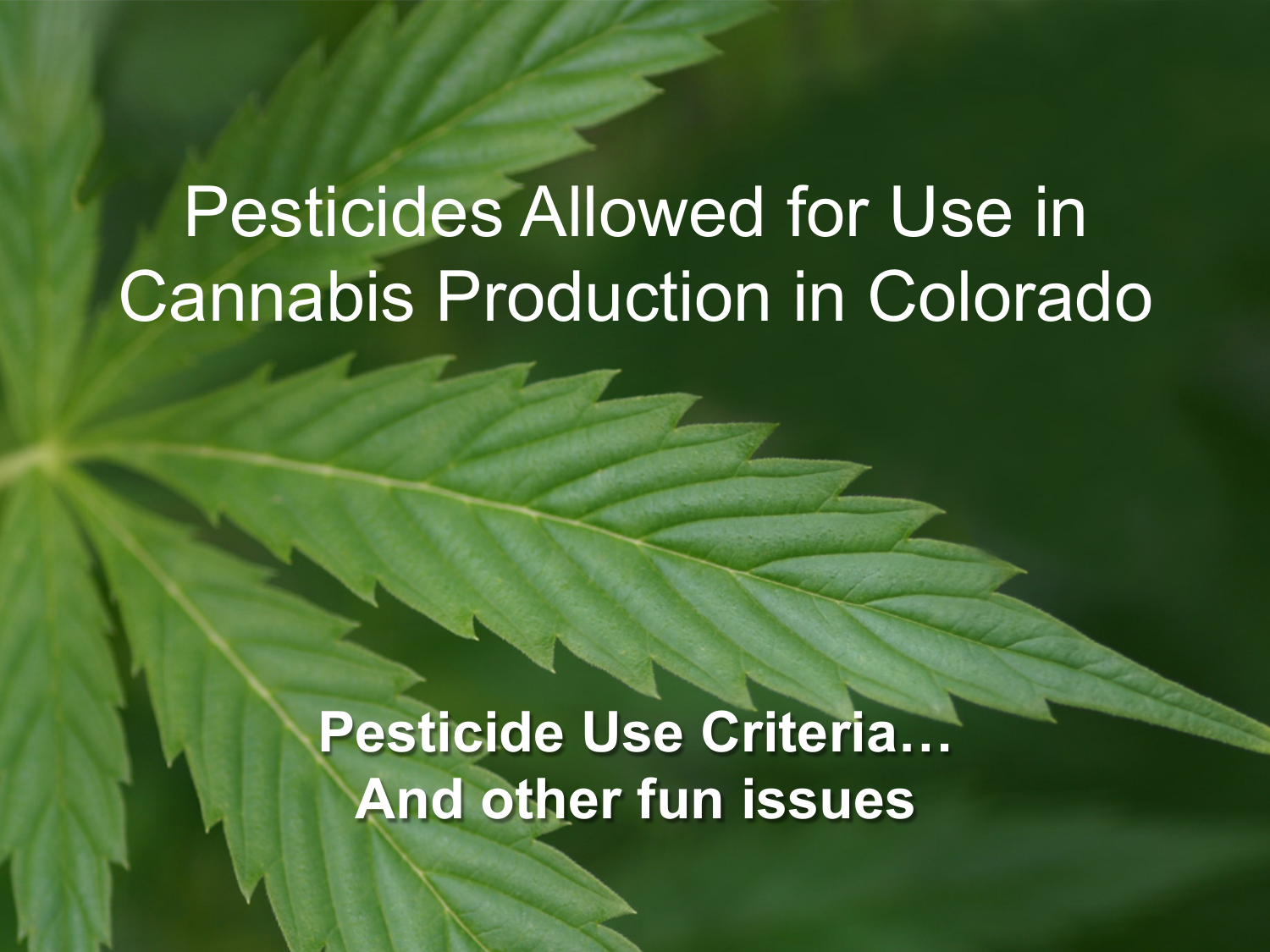# Pesticides Allowed for Use in Cannabis Production in Colorado

**Pesticide Use Criteria…**
**And other fun issues**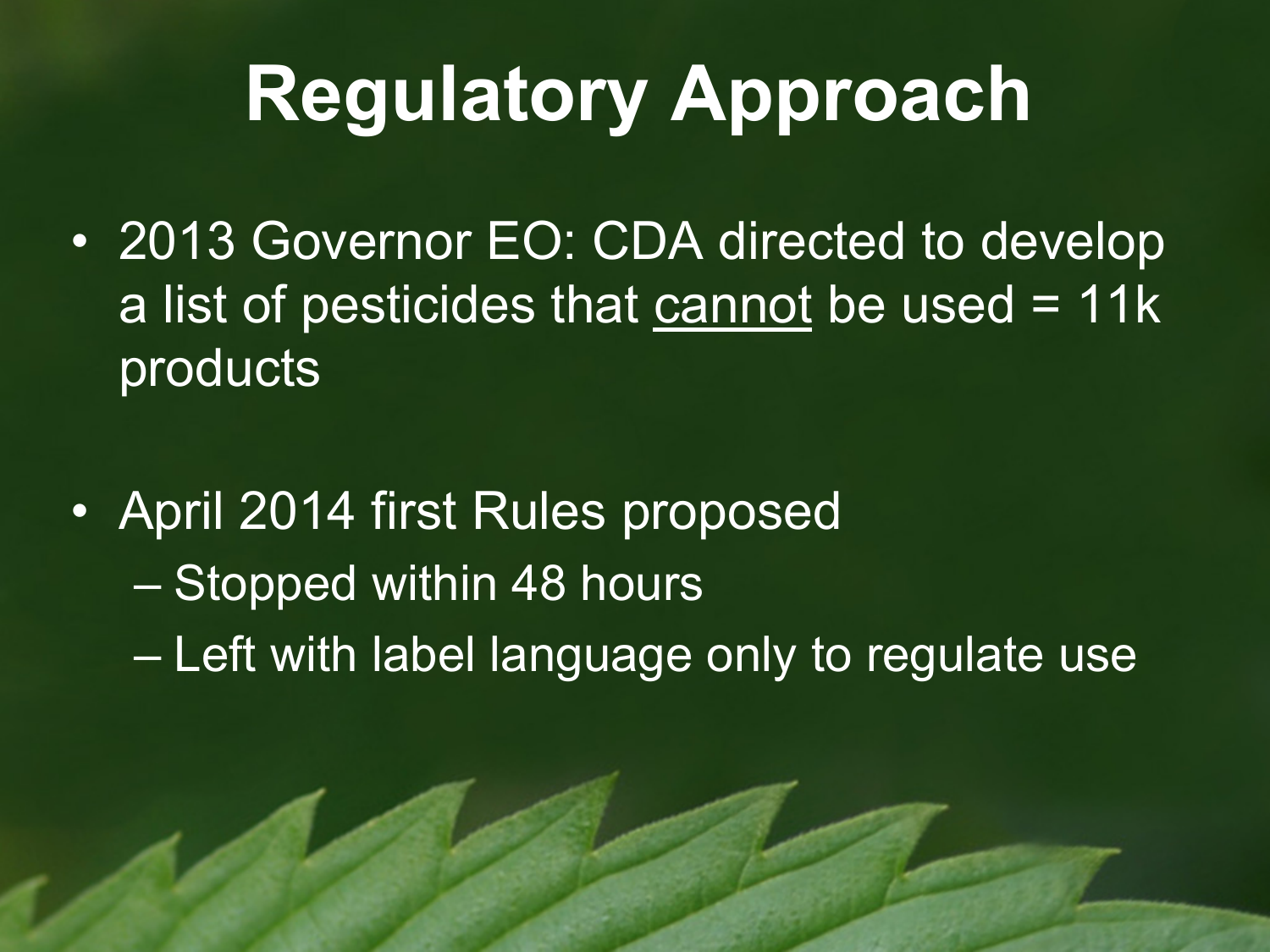# Regulatory Approach

- 2013 Governor EO: CDA directed to develop a list of pesticides that <u>cannot</u> be used = 11k products
- April 2014 first Rules proposed
  - Stopped within 48 hours
  - Left with label language only to regulate use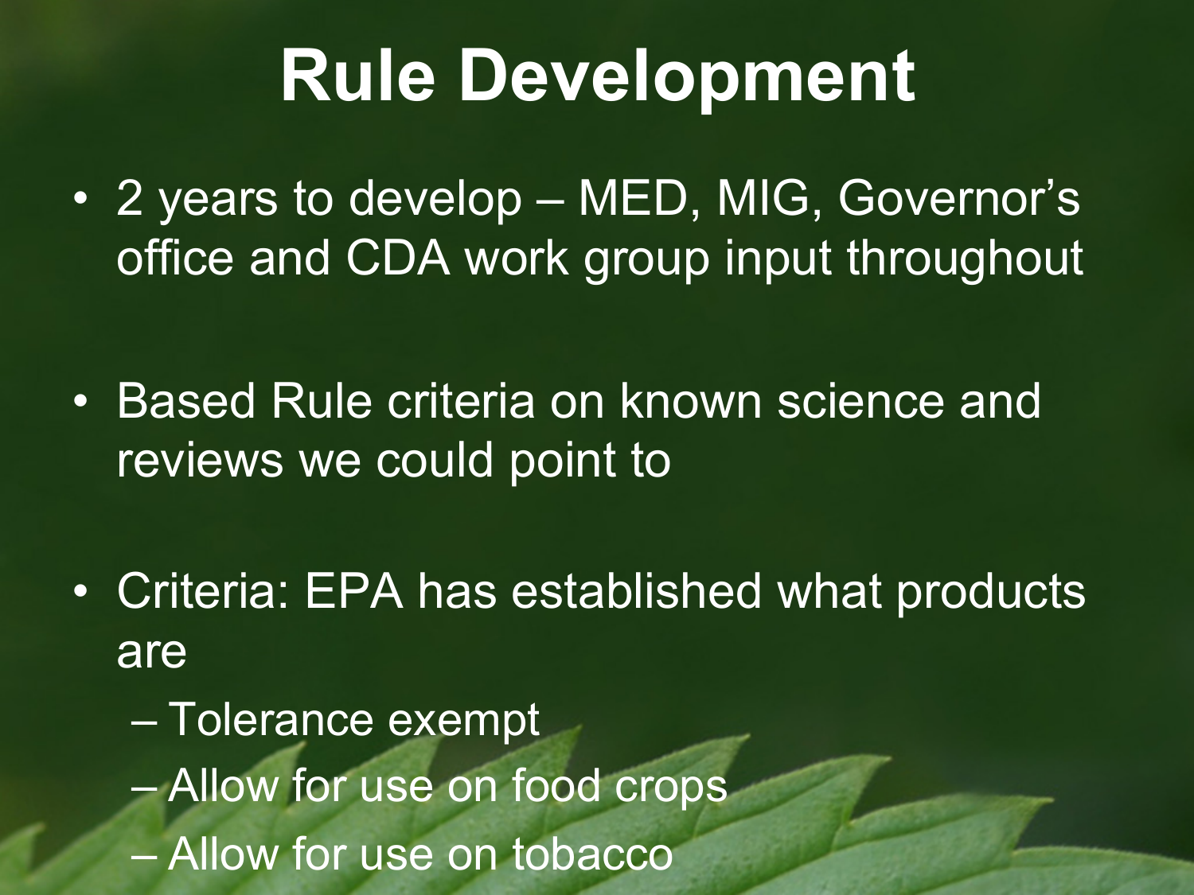# Rule Development

- 2 years to develop – MED, MIG, Governor's office and CDA work group input throughout

- Based Rule criteria on known science and reviews we could point to

- Criteria: EPA has established what products are
  - Tolerance exempt
  - Allow for use on food crops
  - Allow for use on tobacco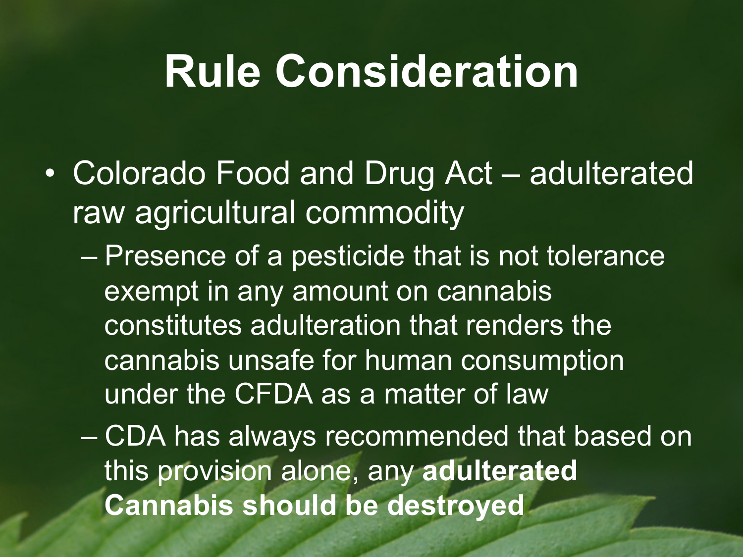# Rule Consideration

- Colorado Food and Drug Act – adulterated raw agricultural commodity
  - Presence of a pesticide that is not tolerance exempt in any amount on cannabis constitutes adulteration that renders the cannabis unsafe for human consumption under the CFDA as a matter of law
  - CDA has always recommended that based on this provision alone, any **adulterated Cannabis should be destroyed**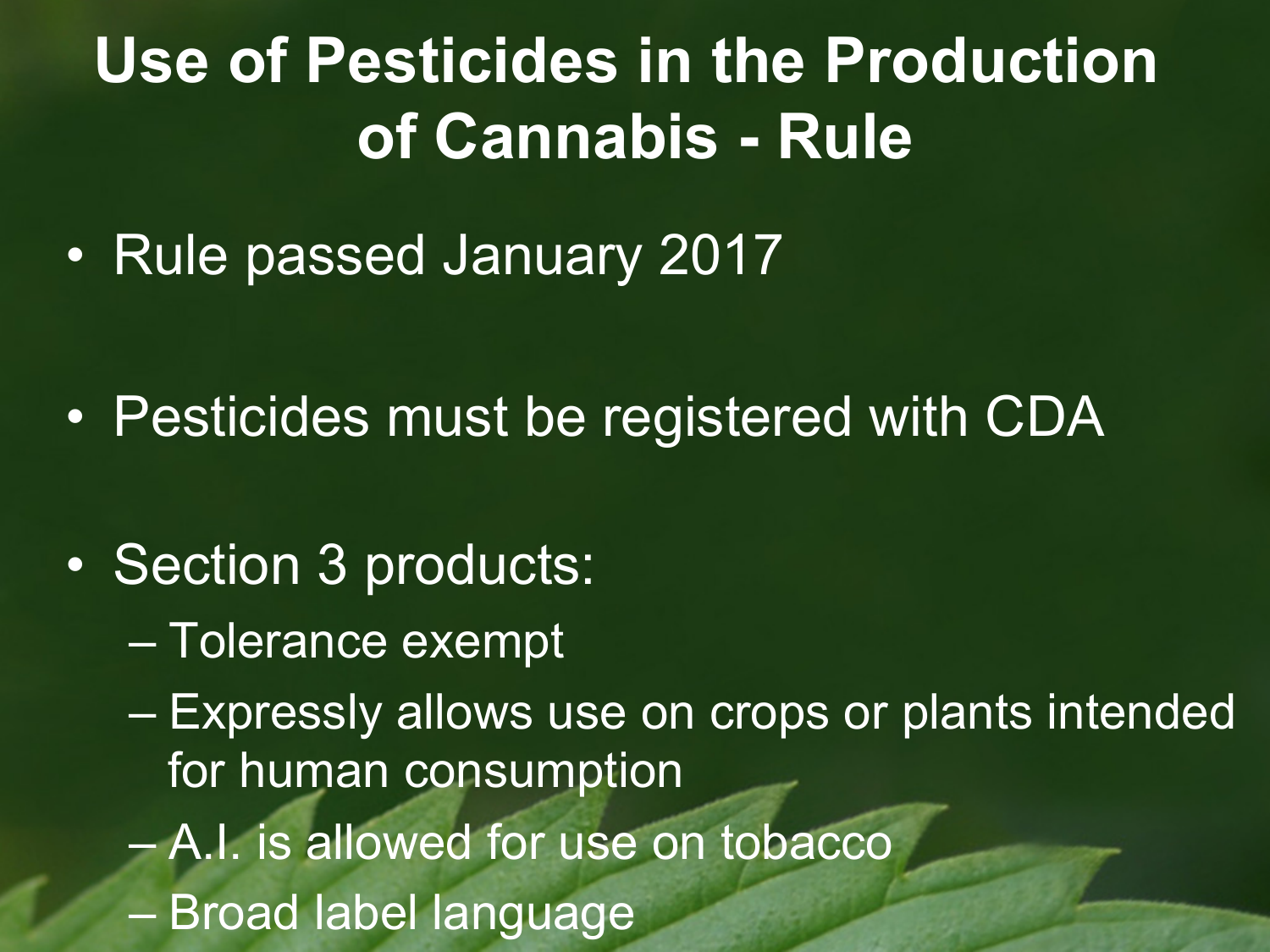# Use of Pesticides in the Production of Cannabis - Rule

- Rule passed January 2017
- Pesticides must be registered with CDA
- Section 3 products:
  - Tolerance exempt
  - Expressly allows use on crops or plants intended for human consumption
  - A.I. is allowed for use on tobacco
  - Broad label language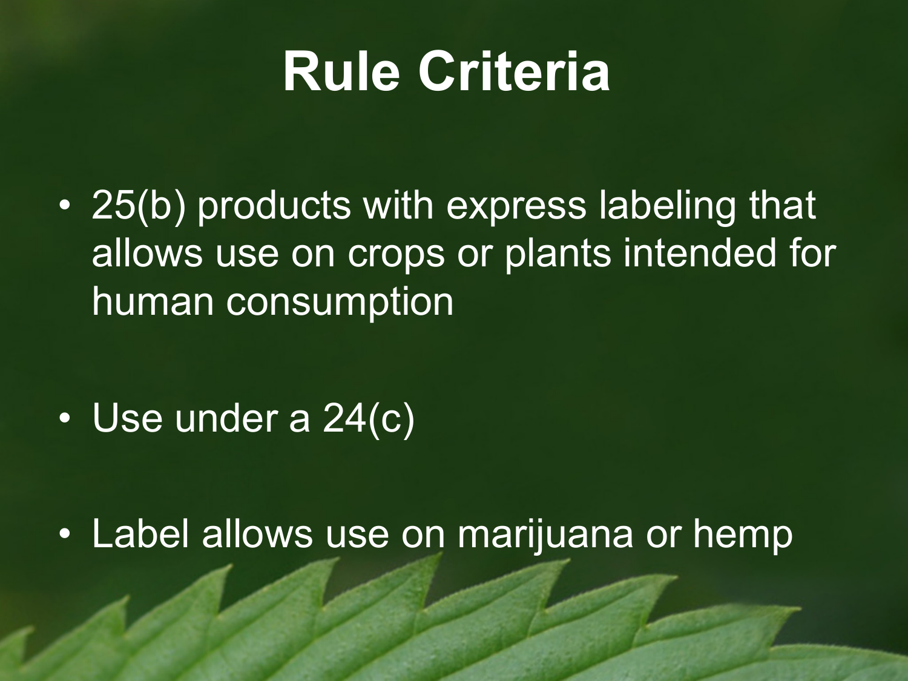# Rule Criteria

- 25(b) products with express labeling that allows use on crops or plants intended for human consumption
- Use under a 24(c)
- Label allows use on marijuana or hemp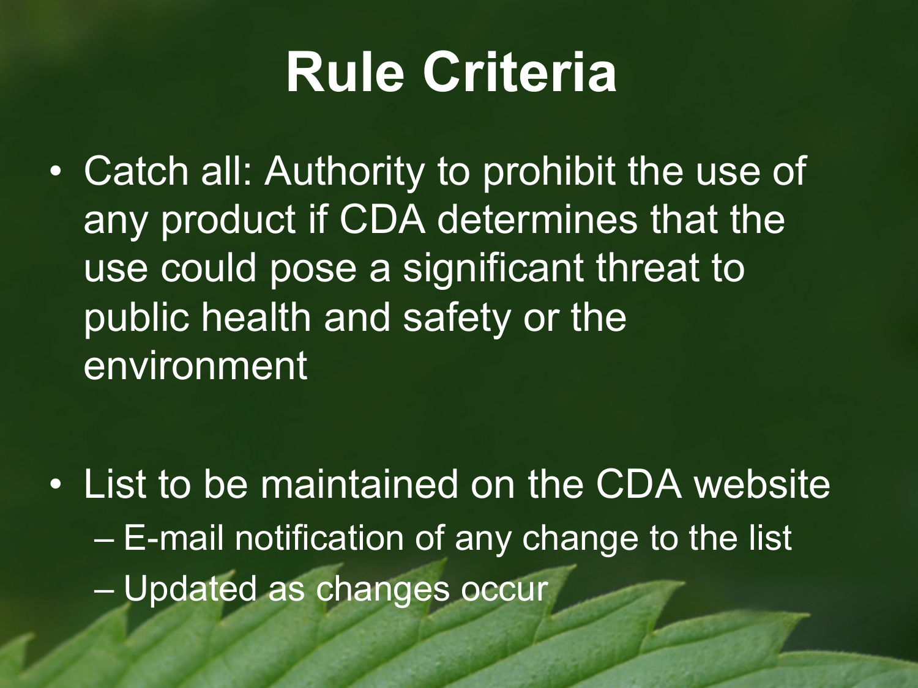# Rule Criteria

- Catch all: Authority to prohibit the use of any product if CDA determines that the use could pose a significant threat to public health and safety or the environment

- List to be maintained on the CDA website
  - E-mail notification of any change to the list
  - Updated as changes occur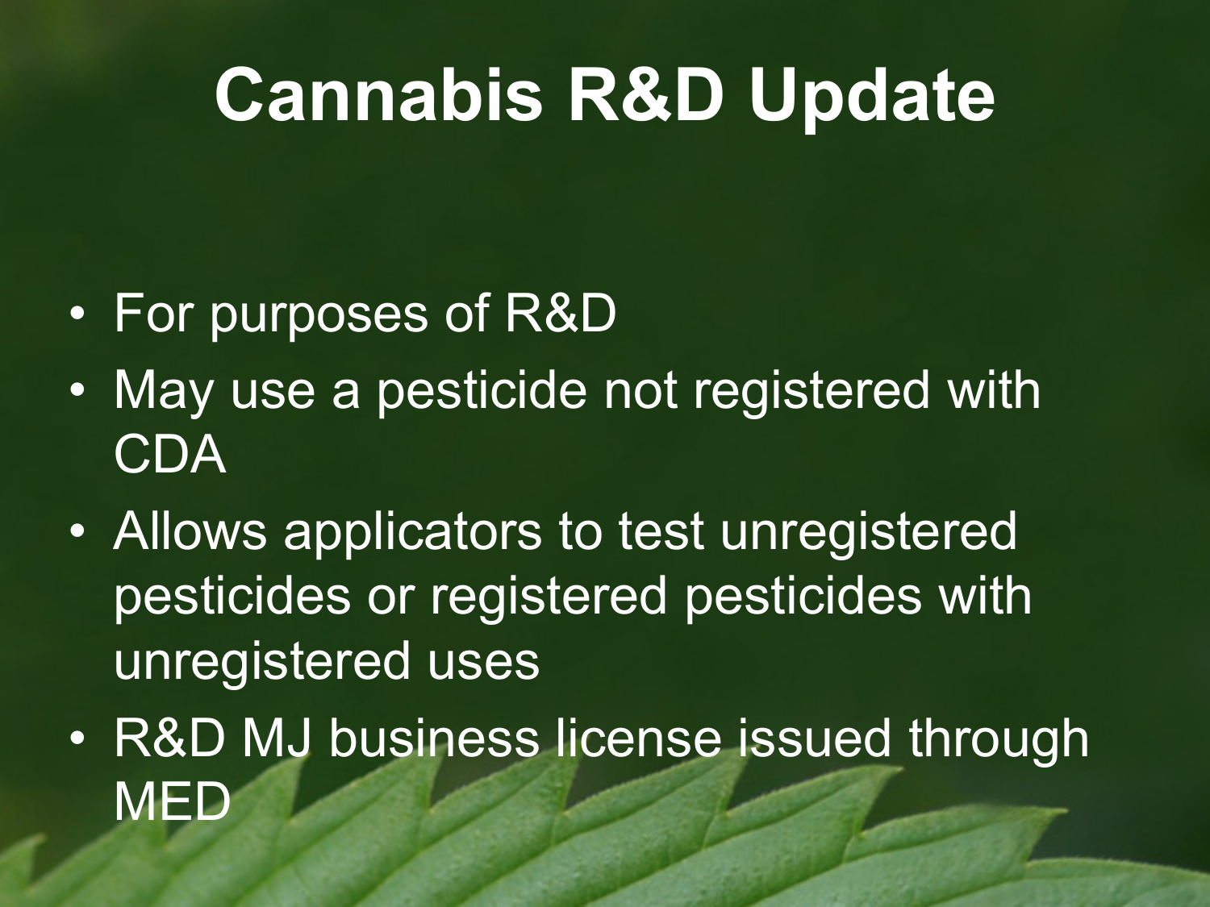# Cannabis R&D Update

- For purposes of R&D
- May use a pesticide not registered with CDA
- Allows applicators to test unregistered pesticides or registered pesticides with unregistered uses
- R&D MJ business license issued through MED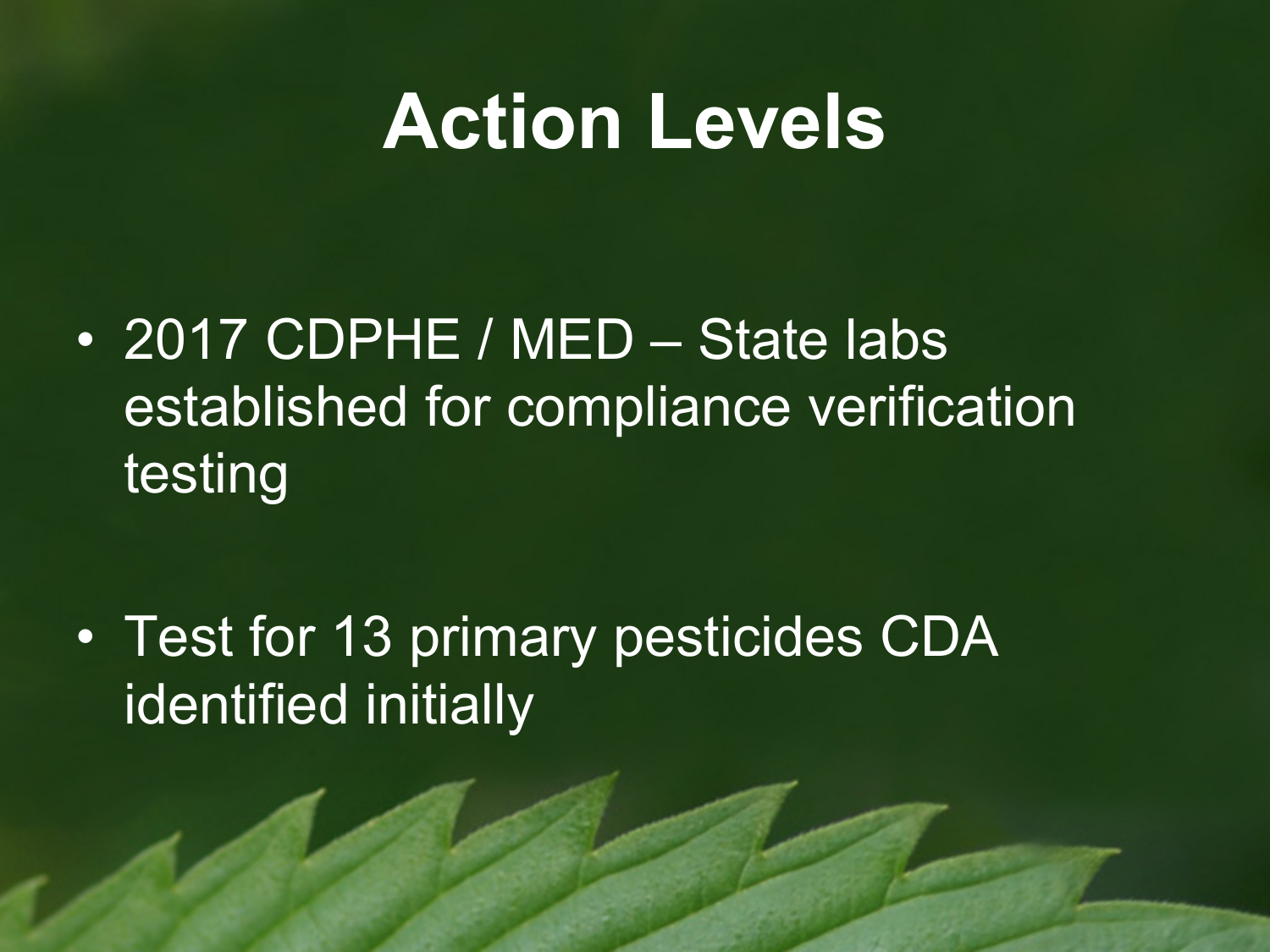# Action Levels

- 2017 CDPHE / MED – State labs established for compliance verification testing

- Test for 13 primary pesticides CDA identified initially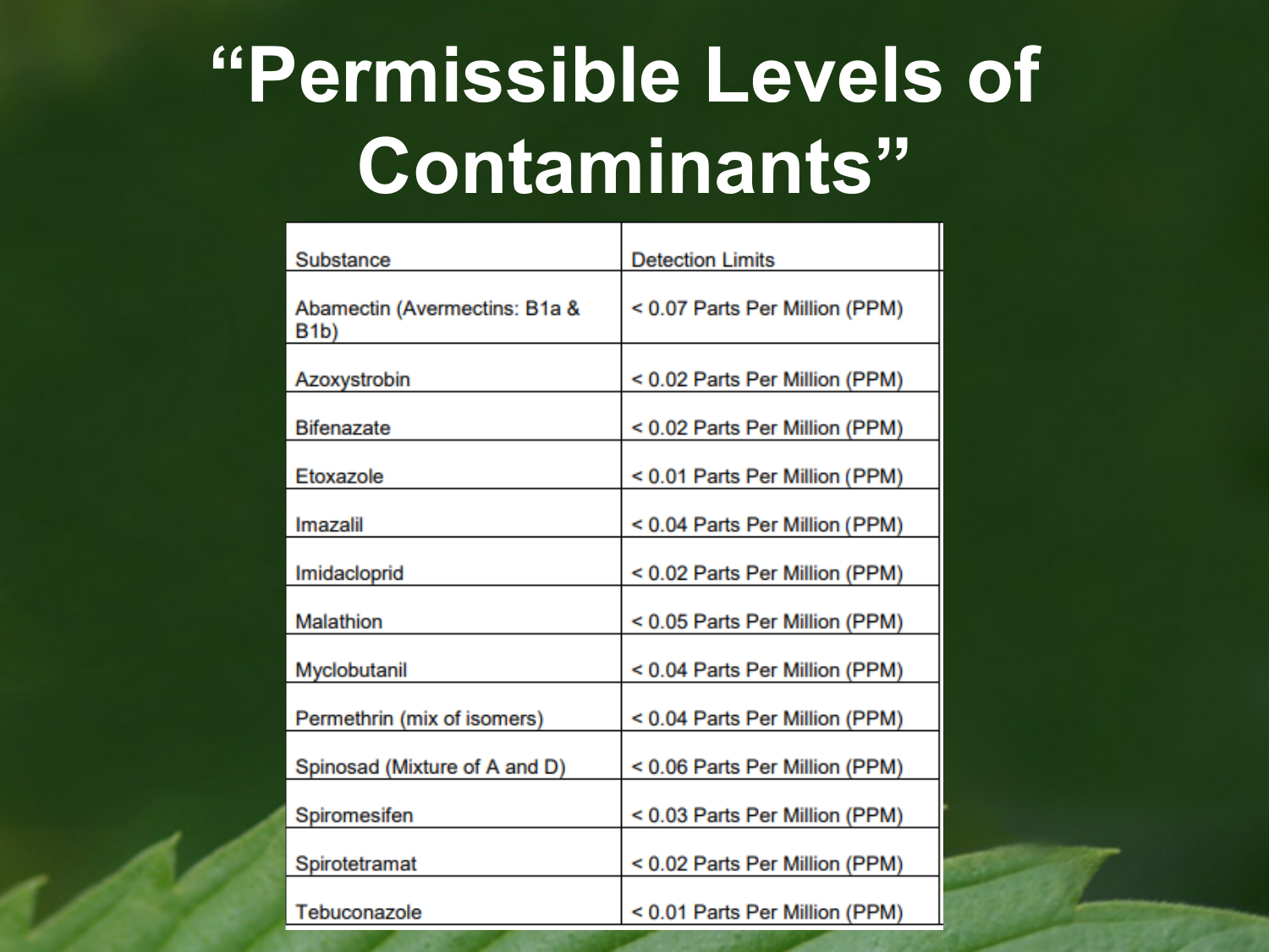# “Permissible Levels of Contaminants”

| Substance | Detection Limits |
|---|---|
| Abamectin (Avermectins: B1a & B1b) | < 0.07 Parts Per Million (PPM) |
| Azoxystrobin | < 0.02 Parts Per Million (PPM) |
| Bifenazate | < 0.02 Parts Per Million (PPM) |
| Etoxazole | < 0.01 Parts Per Million (PPM) |
| Imazalil | < 0.04 Parts Per Million (PPM) |
| Imidacloprid | < 0.02 Parts Per Million (PPM) |
| Malathion | < 0.05 Parts Per Million (PPM) |
| Myclobutanil | < 0.04 Parts Per Million (PPM) |
| Permethrin (mix of isomers) | < 0.04 Parts Per Million (PPM) |
| Spinosad (Mixture of A and D) | < 0.06 Parts Per Million (PPM) |
| Spiromesifen | < 0.03 Parts Per Million (PPM) |
| Spirotetramat | < 0.02 Parts Per Million (PPM) |
| Tebuconazole | < 0.01 Parts Per Million (PPM) |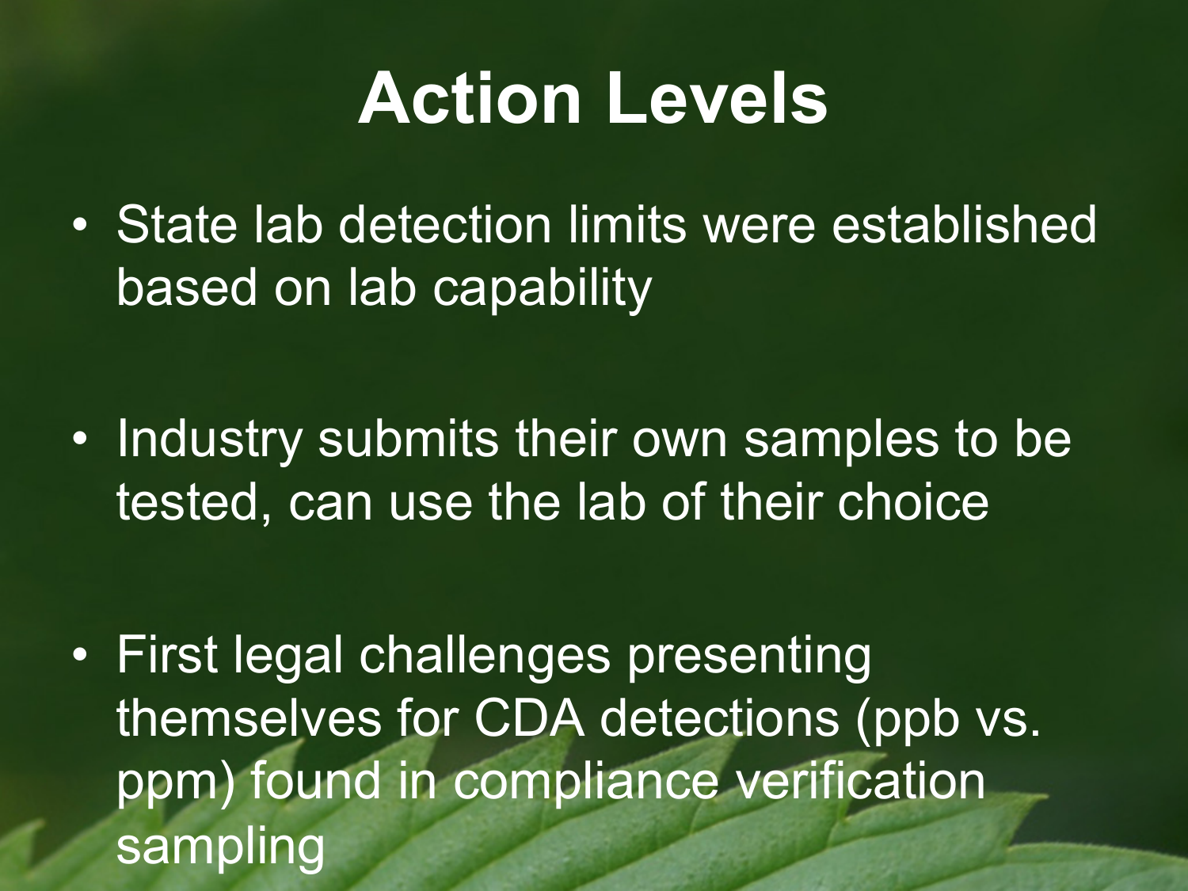# Action Levels

- State lab detection limits were established based on lab capability
- Industry submits their own samples to be tested, can use the lab of their choice
- First legal challenges presenting themselves for CDA detections (ppb vs. ppm) found in compliance verification sampling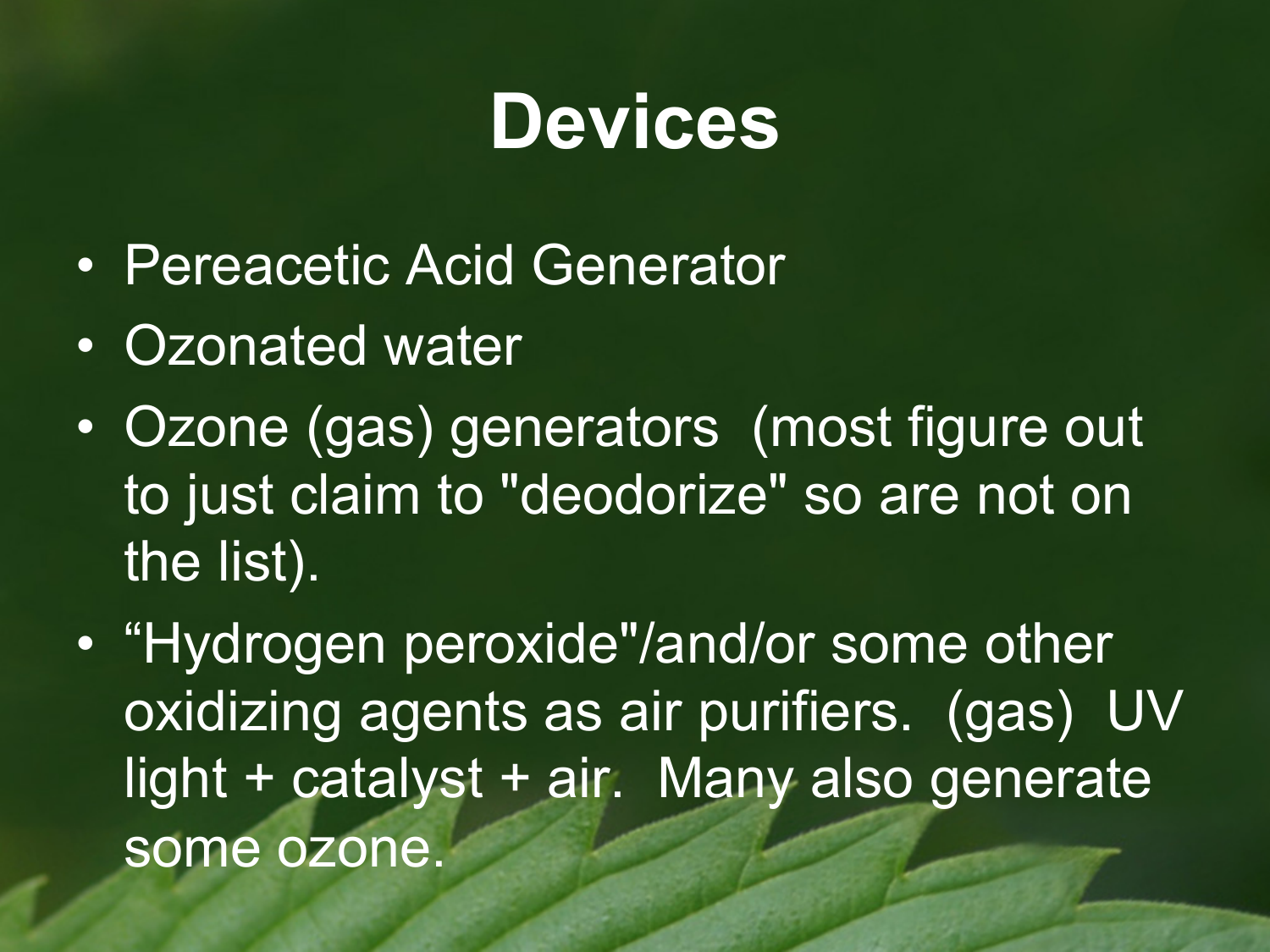# Devices

- Pereacetic Acid Generator
- Ozonated water
- Ozone (gas) generators  (most figure out to just claim to "deodorize" so are not on the list).
- “Hydrogen peroxide"/and/or some other oxidizing agents as air purifiers.  (gas)  UV light + catalyst + air.  Many also generate some ozone.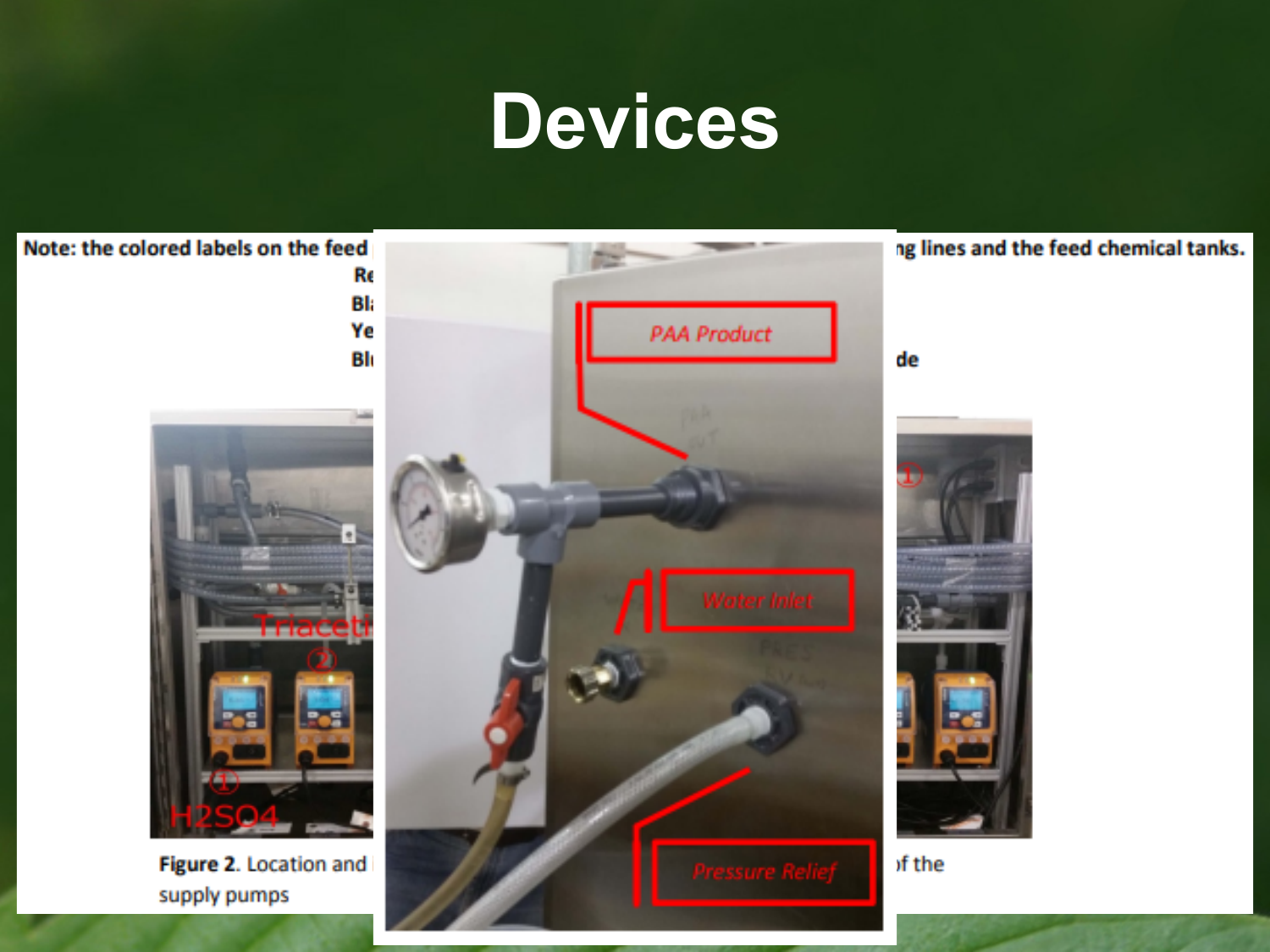# Devices

Note: the colored labels on the feed ... ng lines and the feed chemical tanks.

Re

Bl

Ye

Bl ... de

PAA Product

Water Inlet

Pressure Relief

Triaceti

H2SO4

**Figure 2**. Location and ... of the supply pumps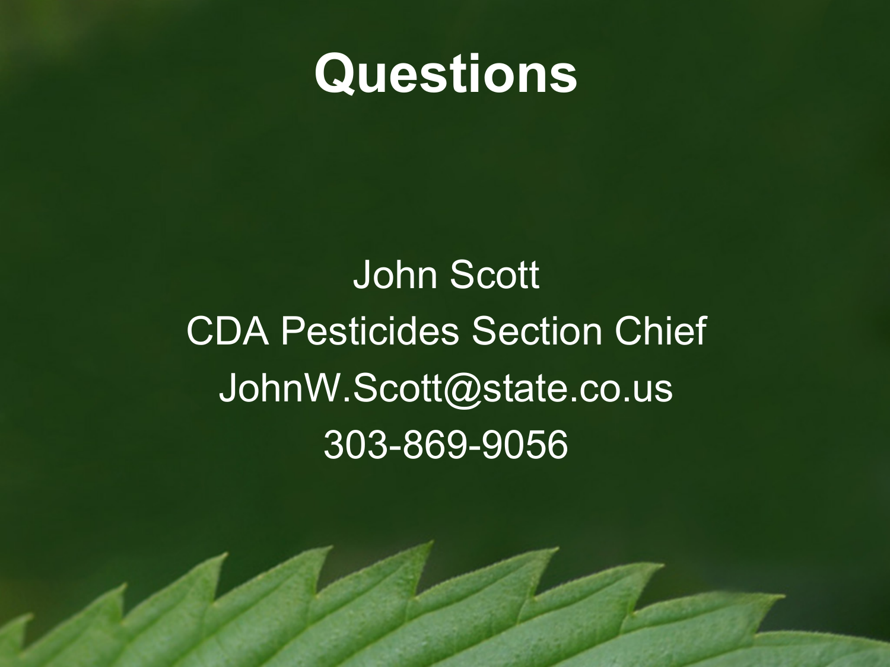# Questions

John Scott

CDA Pesticides Section Chief

JohnW.Scott@state.co.us

303-869-9056